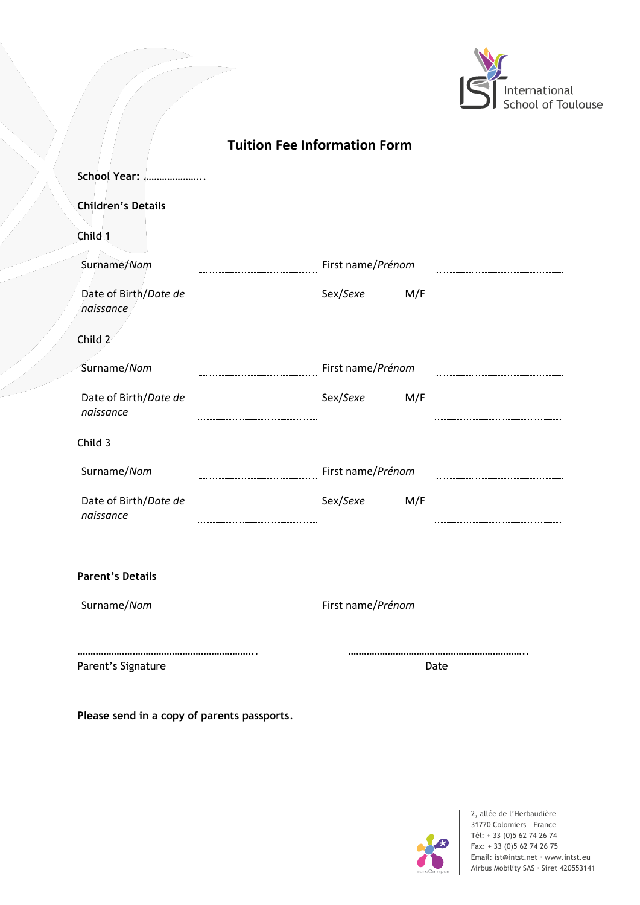International School of Toulouse

# Tuition Fee Information Form

**School Year: ………………….**

**Children's Details**

Child 1

| | | | |
|---|---|---|---|
| Surname/*Nom* | | First name/*Prénom* | |
| Date of Birth/*Date de naissance* | | Sex/*Sexe* M/F | |

Child 2

| | | | |
|---|---|---|---|
| Surname/*Nom* | | First name/*Prénom* | |
| Date of Birth/*Date de naissance* | | Sex/*Sexe* M/F | |

Child 3

| | | | |
|---|---|---|---|
| Surname/*Nom* | | First name/*Prénom* | |
| Date of Birth/*Date de naissance* | | Sex/*Sexe* M/F | |

**Parent's Details**

| | | | |
|---|---|---|---|
| Surname/*Nom* | | First name/*Prénom* | |

………………………………………………………….. ………………………………………………………….

Parent's Signature Date

**Please send in a copy of parents passports.**

2, allée de l'Herbaudière
31770 Colomiers - France
Tél: + 33 (0)5 62 74 26 74
Fax: + 33 (0)5 62 74 26 75
Email: ist@intst.net · www.intst.eu
Airbus Mobility SAS · Siret 420553141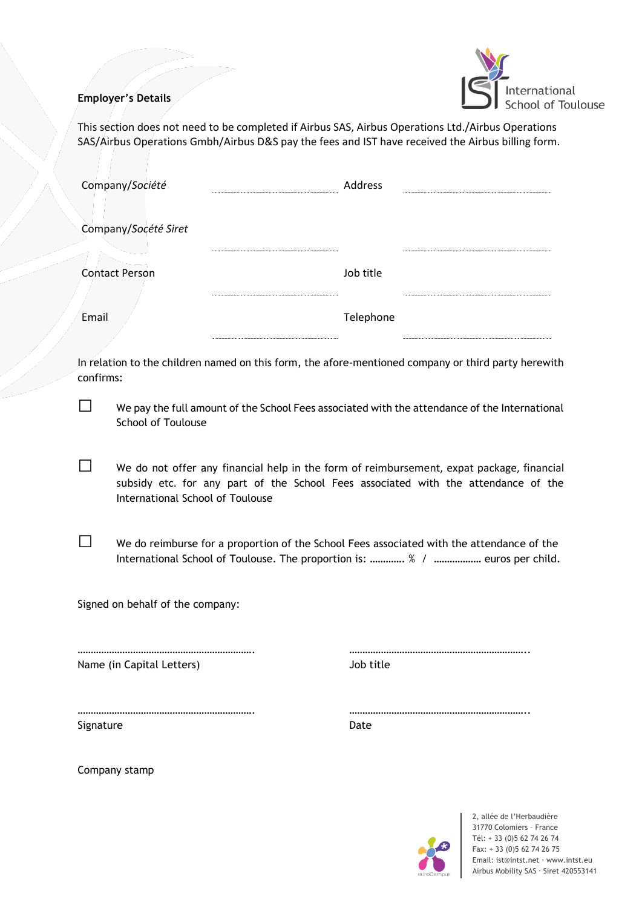**Employer's Details**

International School of Toulouse

This section does not need to be completed if Airbus SAS, Airbus Operations Ltd./Airbus Operations SAS/Airbus Operations Gmbh/Airbus D&S pay the fees and IST have received the Airbus billing form.

| | | | |
|---|---|---|---|
| Company/*Société* | | Address | |
| Company/*Socété Siret* | | | |
| Contact Person | | Job title | |
| Email | | Telephone | |

In relation to the children named on this form, the afore-mentioned company or third party herewith confirms:

☐ We pay the full amount of the School Fees associated with the attendance of the International School of Toulouse

☐ We do not offer any financial help in the form of reimbursement, expat package, financial subsidy etc. for any part of the School Fees associated with the attendance of the International School of Toulouse

☐ We do reimburse for a proportion of the School Fees associated with the attendance of the International School of Toulouse. The proportion is: ………… % / ……………… euros per child.

Signed on behalf of the company:

……………………………………………………………. ………………………………………………………………..
Name (in Capital Letters) Job title

……………………………………………………………. ………………………………………………………………..
Signature Date

Company stamp

2, allée de l'Herbaudière
31770 Colomiers – France
Tél: + 33 (0)5 62 74 26 74
Fax: + 33 (0)5 62 74 26 75
Email: ist@intst.net · www.intst.eu
Airbus Mobility SAS · Siret 420553141